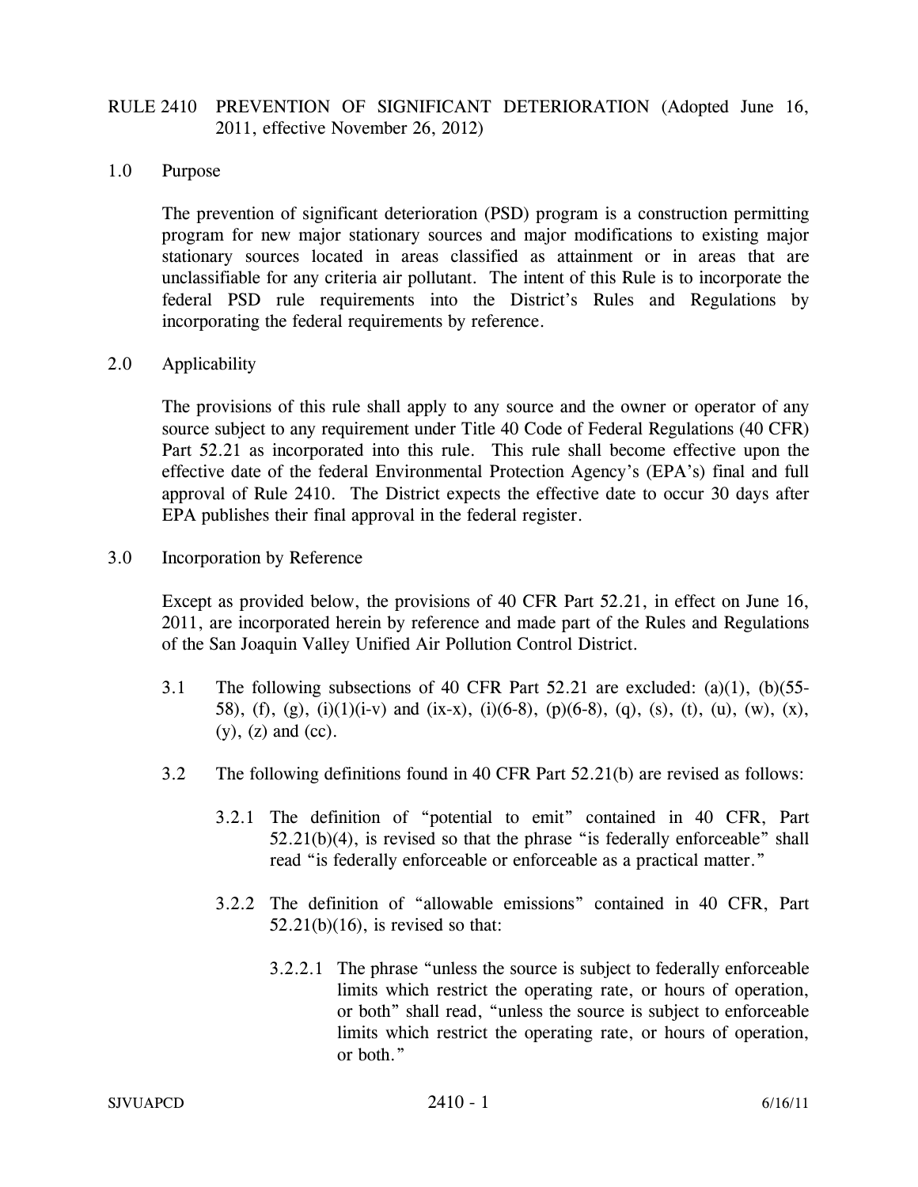# RULE 2410 PREVENTION OF SIGNIFICANT DETERIORATION (Adopted June 16, 2011, effective November 26, 2012)

## 1.0 Purpose

The prevention of significant deterioration (PSD) program is a construction permitting program for new major stationary sources and major modifications to existing major stationary sources located in areas classified as attainment or in areas that are unclassifiable for any criteria air pollutant. The intent of this Rule is to incorporate the federal PSD rule requirements into the District's Rules and Regulations by incorporating the federal requirements by reference.

## 2.0 Applicability

The provisions of this rule shall apply to any source and the owner or operator of any source subject to any requirement under Title 40 Code of Federal Regulations (40 CFR) Part 52.21 as incorporated into this rule. This rule shall become effective upon the effective date of the federal Environmental Protection Agency's (EPA's) final and full approval of Rule 2410. The District expects the effective date to occur 30 days after EPA publishes their final approval in the federal register.

## 3.0 Incorporation by Reference

Except as provided below, the provisions of 40 CFR Part 52.21, in effect on June 16, 2011, are incorporated herein by reference and made part of the Rules and Regulations of the San Joaquin Valley Unified Air Pollution Control District.

3.1 The following subsections of 40 CFR Part 52.21 are excluded: (a)(1), (b)(55-58), (f), (g), (i)(1)(i-v) and (ix-x), (i)(6-8), (p)(6-8), (q), (s), (t), (u), (w), (x), (y), (z) and (cc).

3.2 The following definitions found in 40 CFR Part 52.21(b) are revised as follows:

3.2.1 The definition of "potential to emit" contained in 40 CFR, Part 52.21(b)(4), is revised so that the phrase "is federally enforceable" shall read "is federally enforceable or enforceable as a practical matter."

3.2.2 The definition of "allowable emissions" contained in 40 CFR, Part 52.21(b)(16), is revised so that:

3.2.2.1 The phrase "unless the source is subject to federally enforceable limits which restrict the operating rate, or hours of operation, or both" shall read, "unless the source is subject to enforceable limits which restrict the operating rate, or hours of operation, or both."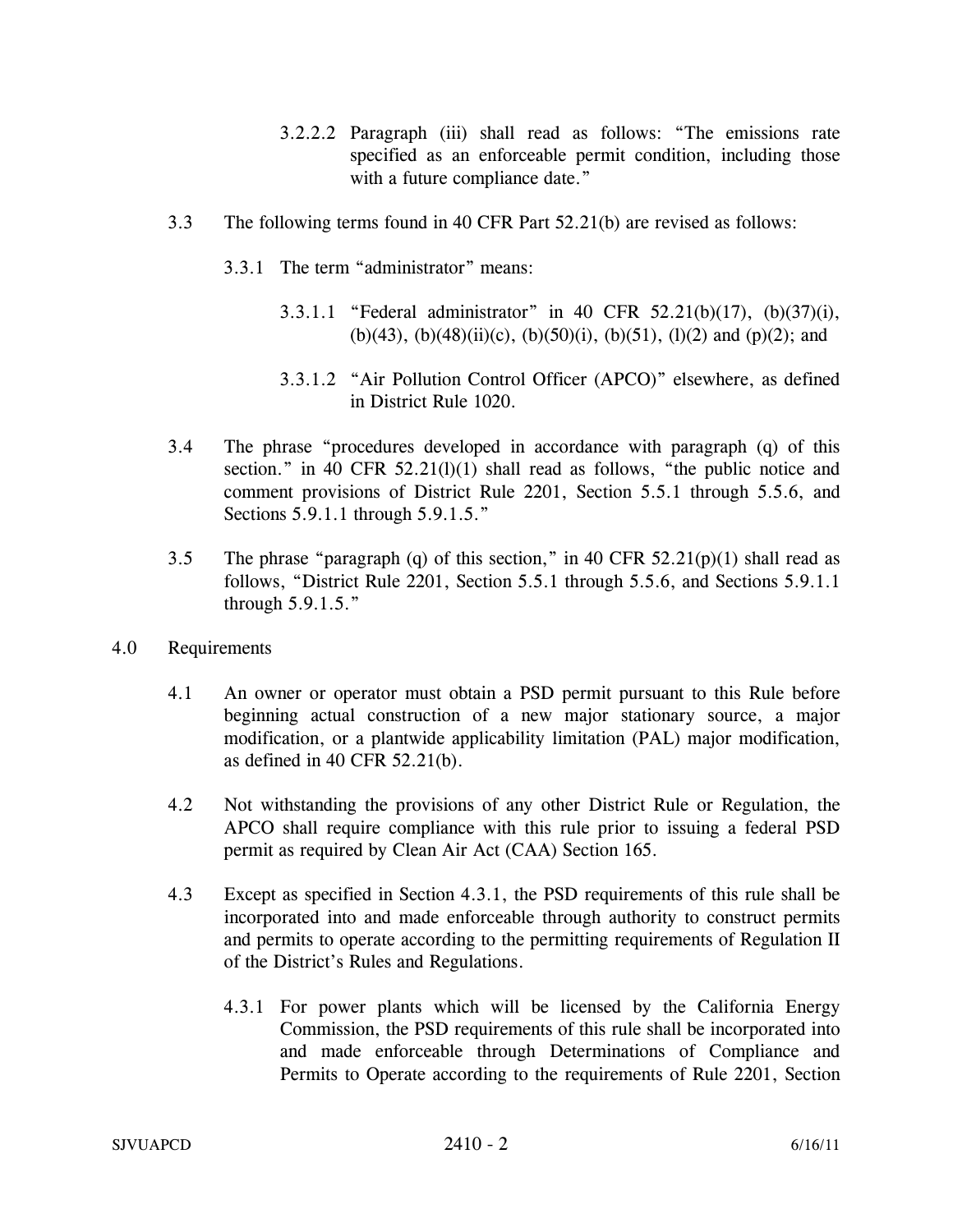3.2.2.2 Paragraph (iii) shall read as follows: "The emissions rate specified as an enforceable permit condition, including those with a future compliance date."

3.3 The following terms found in 40 CFR Part 52.21(b) are revised as follows:

3.3.1 The term "administrator" means:

3.3.1.1 "Federal administrator" in 40 CFR 52.21(b)(17), (b)(37)(i), (b)(43), (b)(48)(ii)(c), (b)(50)(i), (b)(51), (l)(2) and (p)(2); and

3.3.1.2 "Air Pollution Control Officer (APCO)" elsewhere, as defined in District Rule 1020.

3.4 The phrase "procedures developed in accordance with paragraph (q) of this section." in 40 CFR 52.21(l)(1) shall read as follows, "the public notice and comment provisions of District Rule 2201, Section 5.5.1 through 5.5.6, and Sections 5.9.1.1 through 5.9.1.5."

3.5 The phrase "paragraph (q) of this section," in 40 CFR 52.21(p)(1) shall read as follows, "District Rule 2201, Section 5.5.1 through 5.5.6, and Sections 5.9.1.1 through 5.9.1.5."

## 4.0 Requirements

4.1 An owner or operator must obtain a PSD permit pursuant to this Rule before beginning actual construction of a new major stationary source, a major modification, or a plantwide applicability limitation (PAL) major modification, as defined in 40 CFR 52.21(b).

4.2 Not withstanding the provisions of any other District Rule or Regulation, the APCO shall require compliance with this rule prior to issuing a federal PSD permit as required by Clean Air Act (CAA) Section 165.

4.3 Except as specified in Section 4.3.1, the PSD requirements of this rule shall be incorporated into and made enforceable through authority to construct permits and permits to operate according to the permitting requirements of Regulation II of the District's Rules and Regulations.

4.3.1 For power plants which will be licensed by the California Energy Commission, the PSD requirements of this rule shall be incorporated into and made enforceable through Determinations of Compliance and Permits to Operate according to the requirements of Rule 2201, Section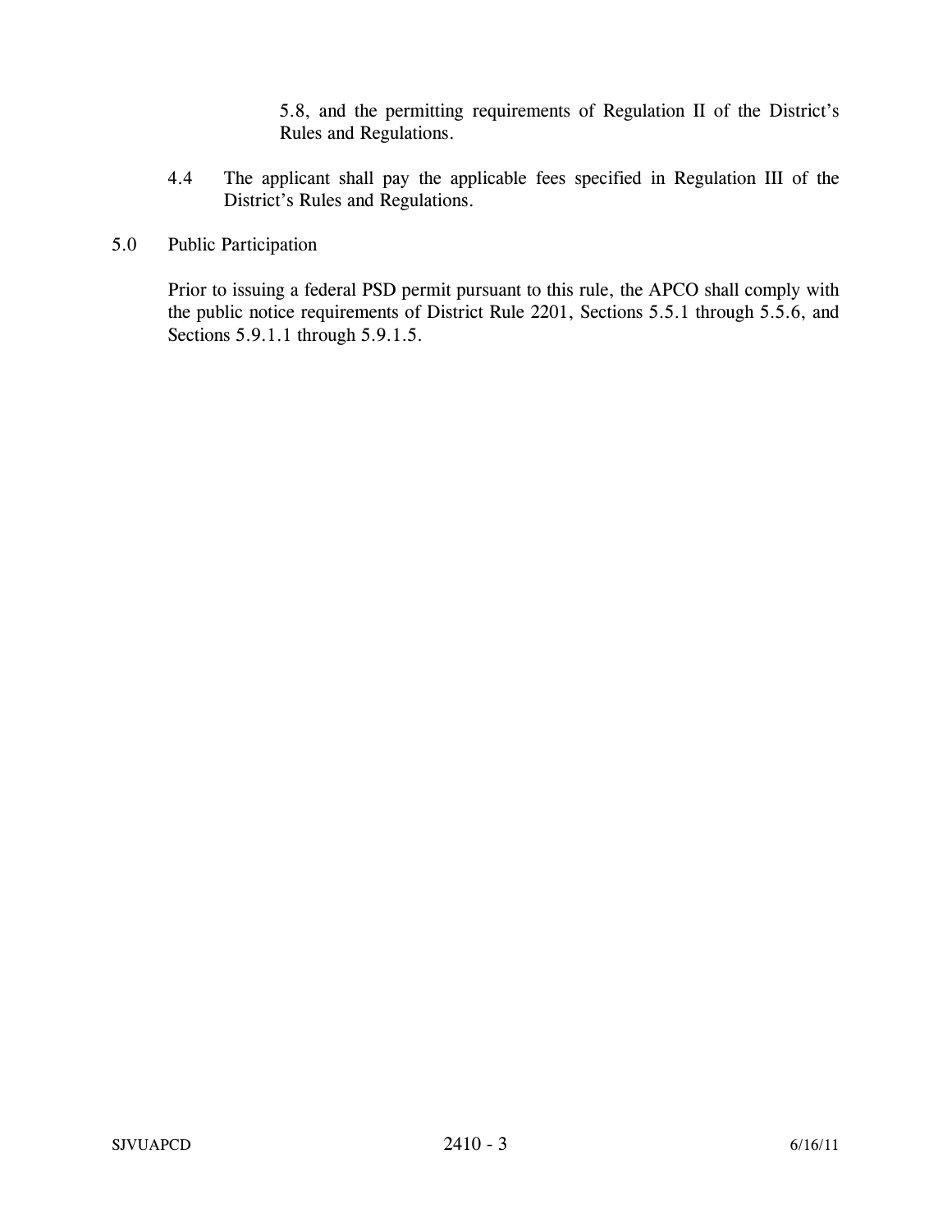5.8, and the permitting requirements of Regulation II of the District's Rules and Regulations.

4.4 The applicant shall pay the applicable fees specified in Regulation III of the District's Rules and Regulations.

## 5.0 Public Participation

Prior to issuing a federal PSD permit pursuant to this rule, the APCO shall comply with the public notice requirements of District Rule 2201, Sections 5.5.1 through 5.5.6, and Sections 5.9.1.1 through 5.9.1.5.